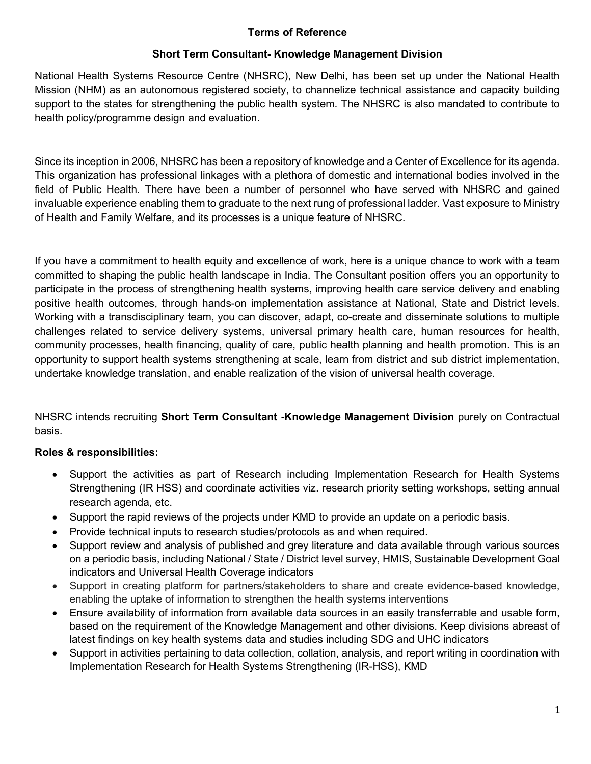# Terms of Reference

## Short Term Consultant- Knowledge Management Division

National Health Systems Resource Centre (NHSRC), New Delhi, has been set up under the National Health Mission (NHM) as an autonomous registered society, to channelize technical assistance and capacity building support to the states for strengthening the public health system. The NHSRC is also mandated to contribute to health policy/programme design and evaluation.

Since its inception in 2006, NHSRC has been a repository of knowledge and a Center of Excellence for its agenda. This organization has professional linkages with a plethora of domestic and international bodies involved in the field of Public Health. There have been a number of personnel who have served with NHSRC and gained invaluable experience enabling them to graduate to the next rung of professional ladder. Vast exposure to Ministry of Health and Family Welfare, and its processes is a unique feature of NHSRC.

If you have a commitment to health equity and excellence of work, here is a unique chance to work with a team committed to shaping the public health landscape in India. The Consultant position offers you an opportunity to participate in the process of strengthening health systems, improving health care service delivery and enabling positive health outcomes, through hands-on implementation assistance at National, State and District levels. Working with a transdisciplinary team, you can discover, adapt, co-create and disseminate solutions to multiple challenges related to service delivery systems, universal primary health care, human resources for health, community processes, health financing, quality of care, public health planning and health promotion. This is an opportunity to support health systems strengthening at scale, learn from district and sub district implementation, undertake knowledge translation, and enable realization of the vision of universal health coverage.

NHSRC intends recruiting **Short Term Consultant -Knowledge Management Division** purely on Contractual basis.

**Roles & responsibilities:**

- Support the activities as part of Research including Implementation Research for Health Systems Strengthening (IR HSS) and coordinate activities viz. research priority setting workshops, setting annual research agenda, etc.
- Support the rapid reviews of the projects under KMD to provide an update on a periodic basis.
- Provide technical inputs to research studies/protocols as and when required.
- Support review and analysis of published and grey literature and data available through various sources on a periodic basis, including National / State / District level survey, HMIS, Sustainable Development Goal indicators and Universal Health Coverage indicators
- Support in creating platform for partners/stakeholders to share and create evidence-based knowledge, enabling the uptake of information to strengthen the health systems interventions
- Ensure availability of information from available data sources in an easily transferrable and usable form, based on the requirement of the Knowledge Management and other divisions. Keep divisions abreast of latest findings on key health systems data and studies including SDG and UHC indicators
- Support in activities pertaining to data collection, collation, analysis, and report writing in coordination with Implementation Research for Health Systems Strengthening (IR-HSS), KMD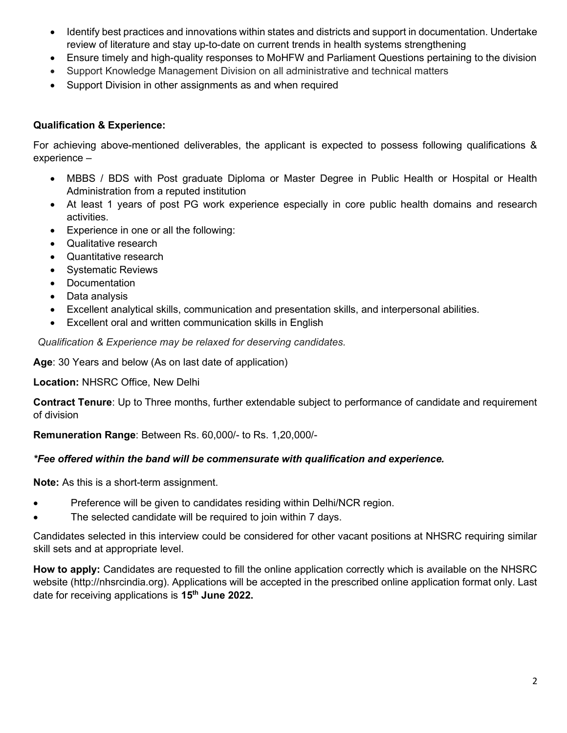- Identify best practices and innovations within states and districts and support in documentation. Undertake review of literature and stay up-to-date on current trends in health systems strengthening
- Ensure timely and high-quality responses to MoHFW and Parliament Questions pertaining to the division
- Support Knowledge Management Division on all administrative and technical matters
- Support Division in other assignments as and when required

**Qualification & Experience:**

For achieving above-mentioned deliverables, the applicant is expected to possess following qualifications & experience –

- MBBS / BDS with Post graduate Diploma or Master Degree in Public Health or Hospital or Health Administration from a reputed institution
- At least 1 years of post PG work experience especially in core public health domains and research activities.
- Experience in one or all the following:
- Qualitative research
- Quantitative research
- Systematic Reviews
- Documentation
- Data analysis
- Excellent analytical skills, communication and presentation skills, and interpersonal abilities.
- Excellent oral and written communication skills in English

*Qualification & Experience may be relaxed for deserving candidates.*

**Age**: 30 Years and below (As on last date of application)

**Location:** NHSRC Office, New Delhi

**Contract Tenure**: Up to Three months, further extendable subject to performance of candidate and requirement of division

**Remuneration Range**: Between Rs. 60,000/- to Rs. 1,20,000/-

***Fee offered within the band will be commensurate with qualification and experience.***

**Note:** As this is a short-term assignment.

- Preference will be given to candidates residing within Delhi/NCR region.
- The selected candidate will be required to join within 7 days.

Candidates selected in this interview could be considered for other vacant positions at NHSRC requiring similar skill sets and at appropriate level.

**How to apply:** Candidates are requested to fill the online application correctly which is available on the NHSRC website (http://nhsrcindia.org). Applications will be accepted in the prescribed online application format only. Last date for receiving applications is **15th June 2022.**